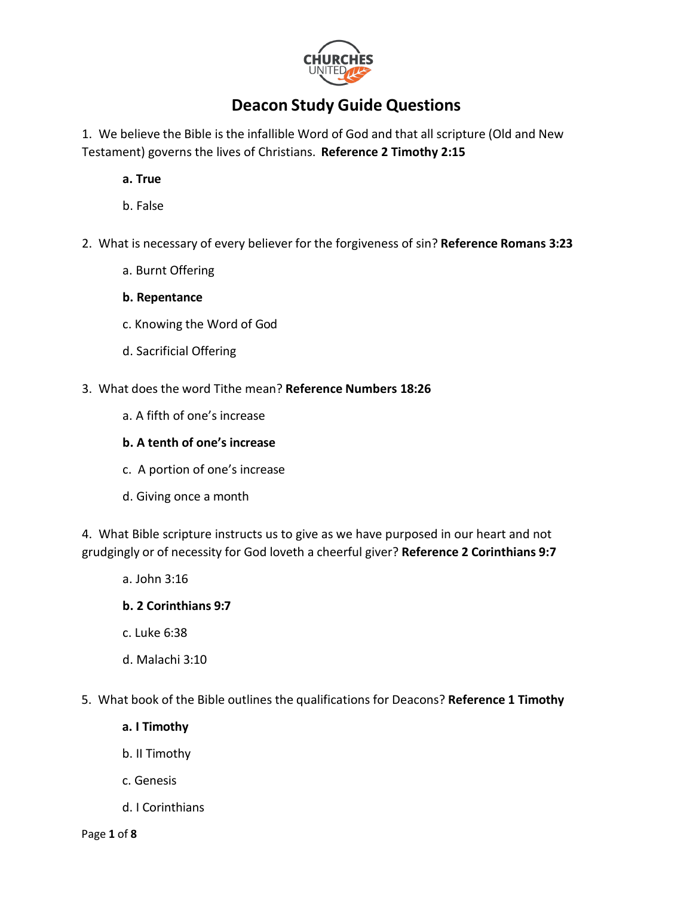# Deacon Study Guide Questions

1. We believe the Bible is the infallible Word of God and that all scripture (Old and New Testament) governs the lives of Christians. **Reference 2 Timothy 2:15**

    **a. True**

    b. False

2. What is necessary of every believer for the forgiveness of sin? **Reference Romans 3:23**

    a. Burnt Offering

    **b. Repentance**

    c. Knowing the Word of God

    d. Sacrificial Offering

3. What does the word Tithe mean? **Reference Numbers 18:26**

    a. A fifth of one's increase

    **b. A tenth of one's increase**

    c. A portion of one's increase

    d. Giving once a month

4. What Bible scripture instructs us to give as we have purposed in our heart and not grudgingly or of necessity for God loveth a cheerful giver? **Reference 2 Corinthians 9:7**

    a. John 3:16

    **b. 2 Corinthians 9:7**

    c. Luke 6:38

    d. Malachi 3:10

5. What book of the Bible outlines the qualifications for Deacons? **Reference 1 Timothy**

    **a. I Timothy**

    b. II Timothy

    c. Genesis

    d. I Corinthians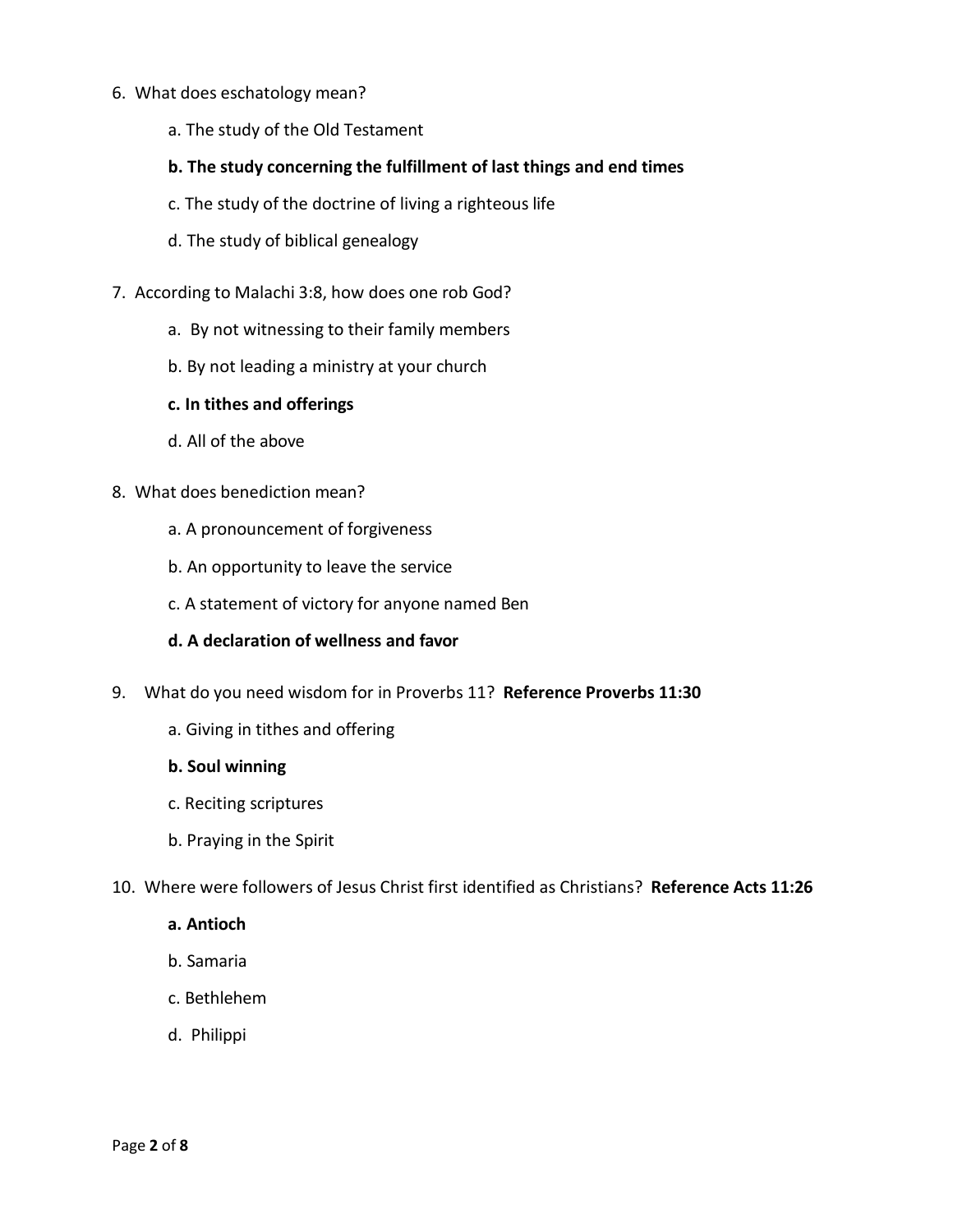6. What does eschatology mean?

    a. The study of the Old Testament

    **b. The study concerning the fulfillment of last things and end times**

    c. The study of the doctrine of living a righteous life

    d. The study of biblical genealogy

7. According to Malachi 3:8, how does one rob God?

    a. By not witnessing to their family members

    b. By not leading a ministry at your church

    **c. In tithes and offerings**

    d. All of the above

8. What does benediction mean?

    a. A pronouncement of forgiveness

    b. An opportunity to leave the service

    c. A statement of victory for anyone named Ben

    **d. A declaration of wellness and favor**

9. What do you need wisdom for in Proverbs 11? **Reference Proverbs 11:30**

    a. Giving in tithes and offering

    **b. Soul winning**

    c. Reciting scriptures

    b. Praying in the Spirit

10. Where were followers of Jesus Christ first identified as Christians? **Reference Acts 11:26**

    **a. Antioch**

    b. Samaria

    c. Bethlehem

    d. Philippi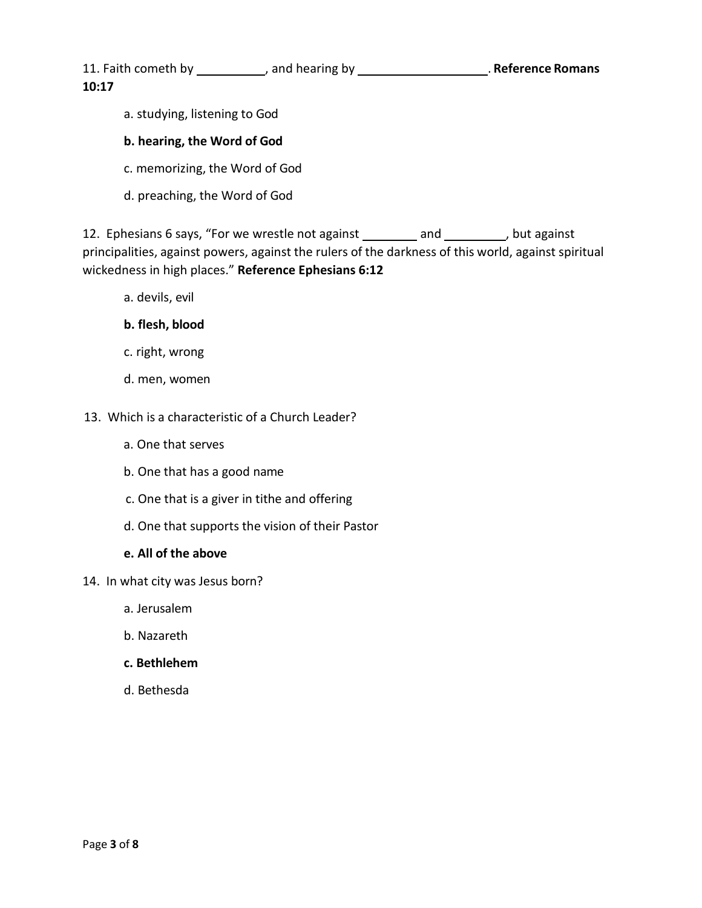11. Faith cometh by __________, and hearing by ___________________. **Reference Romans 10:17**

   a. studying, listening to God

   **b. hearing, the Word of God**

   c. memorizing, the Word of God

   d. preaching, the Word of God

12. Ephesians 6 says, "For we wrestle not against ________ and _________, but against principalities, against powers, against the rulers of the darkness of this world, against spiritual wickedness in high places." **Reference Ephesians 6:12**

   a. devils, evil

   **b. flesh, blood**

   c. right, wrong

   d. men, women

13. Which is a characteristic of a Church Leader?

   a. One that serves

   b. One that has a good name

   c. One that is a giver in tithe and offering

   d. One that supports the vision of their Pastor

   **e. All of the above**

14. In what city was Jesus born?

   a. Jerusalem

   b. Nazareth

   **c. Bethlehem**

   d. Bethesda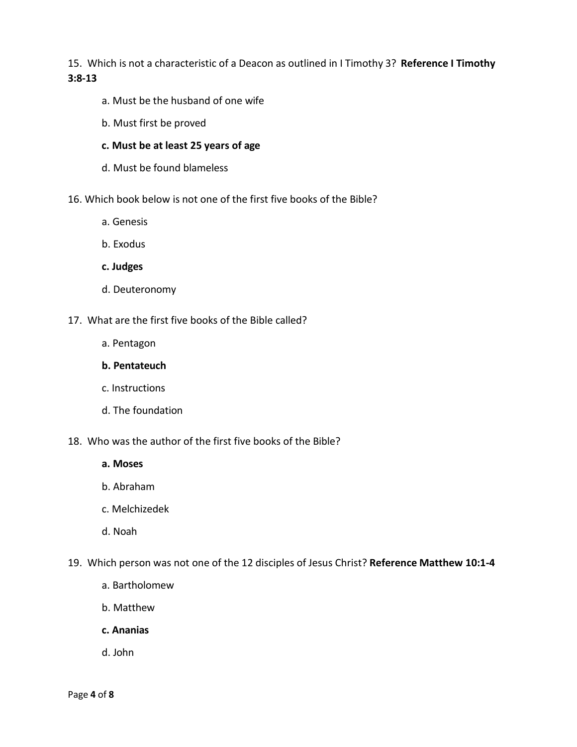15. Which is not a characteristic of a Deacon as outlined in I Timothy 3? **Reference I Timothy 3:8-13**

a. Must be the husband of one wife

b. Must first be proved

**c. Must be at least 25 years of age**

d. Must be found blameless

16. Which book below is not one of the first five books of the Bible?

a. Genesis

b. Exodus

**c. Judges**

d. Deuteronomy

17. What are the first five books of the Bible called?

a. Pentagon

**b. Pentateuch**

c. Instructions

d. The foundation

18. Who was the author of the first five books of the Bible?

**a. Moses**

b. Abraham

c. Melchizedek

d. Noah

19. Which person was not one of the 12 disciples of Jesus Christ? **Reference Matthew 10:1-4**

a. Bartholomew

b. Matthew

**c. Ananias**

d. John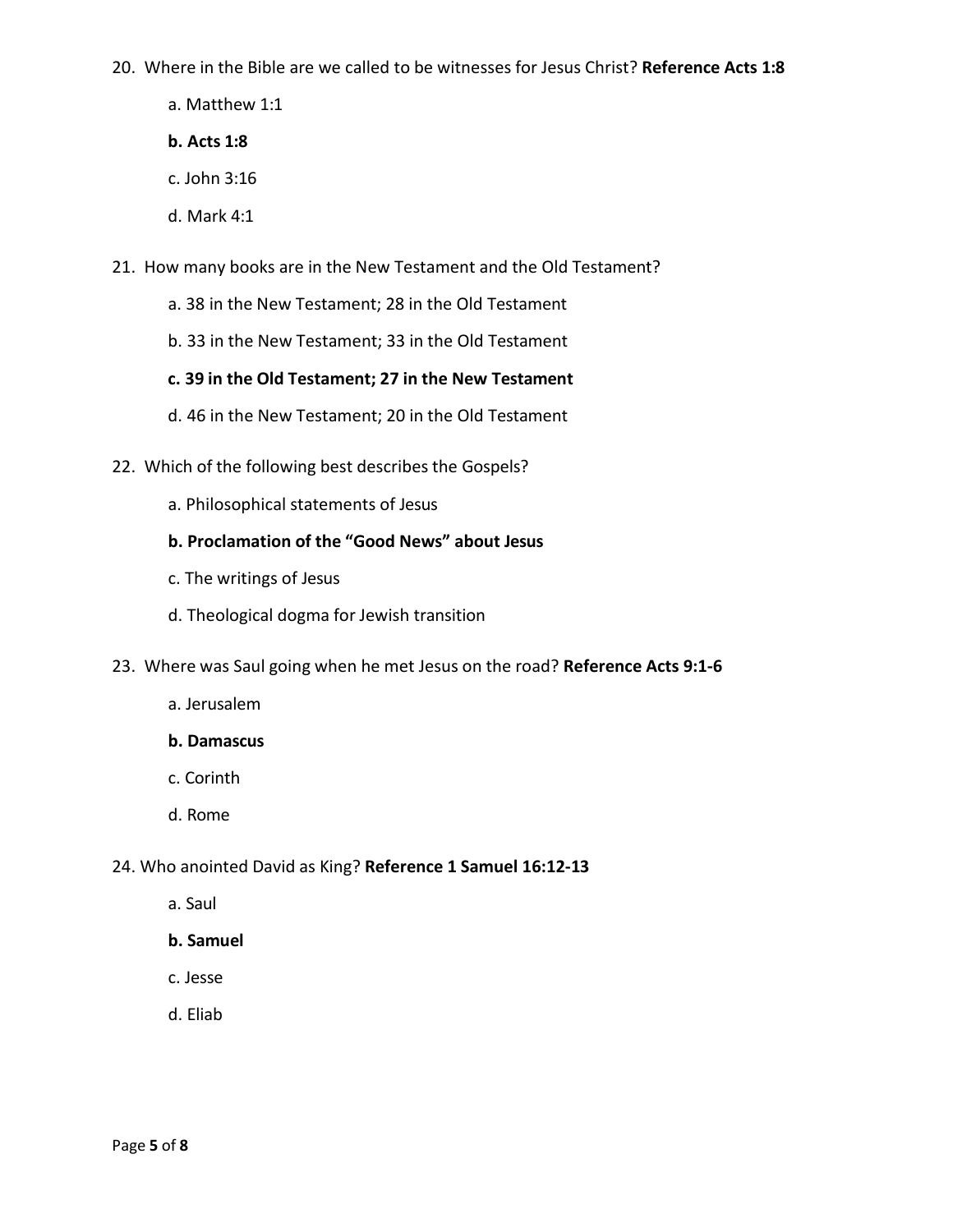20. Where in the Bible are we called to be witnesses for Jesus Christ? **Reference Acts 1:8**

    a. Matthew 1:1

    **b. Acts 1:8**

    c. John 3:16

    d. Mark 4:1

21. How many books are in the New Testament and the Old Testament?

    a. 38 in the New Testament; 28 in the Old Testament

    b. 33 in the New Testament; 33 in the Old Testament

    **c. 39 in the Old Testament; 27 in the New Testament**

    d. 46 in the New Testament; 20 in the Old Testament

22. Which of the following best describes the Gospels?

    a. Philosophical statements of Jesus

    **b. Proclamation of the "Good News" about Jesus**

    c. The writings of Jesus

    d. Theological dogma for Jewish transition

23. Where was Saul going when he met Jesus on the road? **Reference Acts 9:1-6**

    a. Jerusalem

    **b. Damascus**

    c. Corinth

    d. Rome

24. Who anointed David as King? **Reference 1 Samuel 16:12-13**

    a. Saul

    **b. Samuel**

    c. Jesse

    d. Eliab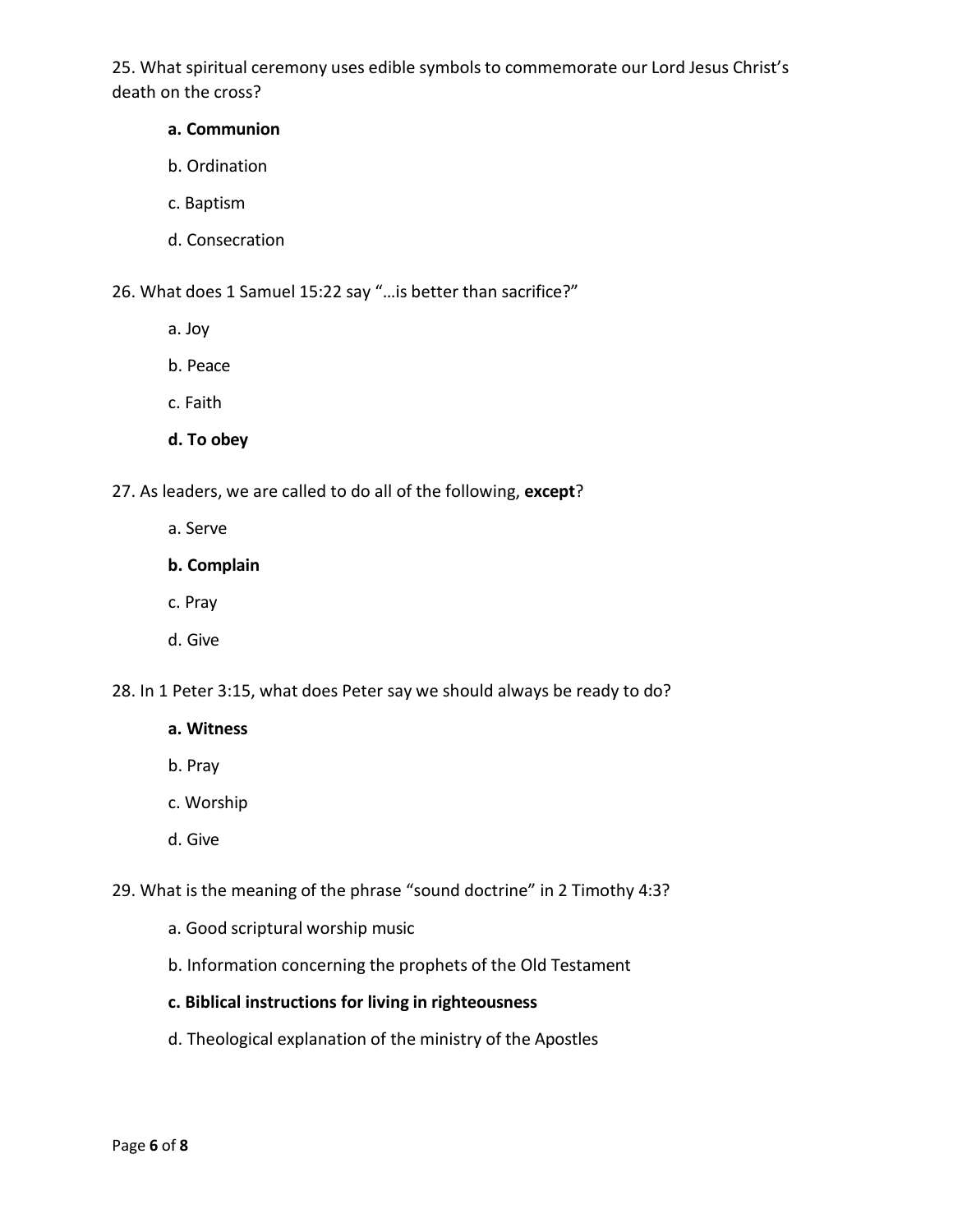25. What spiritual ceremony uses edible symbols to commemorate our Lord Jesus Christ's death on the cross?

   **a. Communion**

   b. Ordination

   c. Baptism

   d. Consecration

26. What does 1 Samuel 15:22 say "…is better than sacrifice?"

   a. Joy

   b. Peace

   c. Faith

   **d. To obey**

27. As leaders, we are called to do all of the following, **except**?

   a. Serve

   **b. Complain**

   c. Pray

   d. Give

28. In 1 Peter 3:15, what does Peter say we should always be ready to do?

   **a. Witness**

   b. Pray

   c. Worship

   d. Give

29. What is the meaning of the phrase "sound doctrine" in 2 Timothy 4:3?

   a. Good scriptural worship music

   b. Information concerning the prophets of the Old Testament

   **c. Biblical instructions for living in righteousness**

   d. Theological explanation of the ministry of the Apostles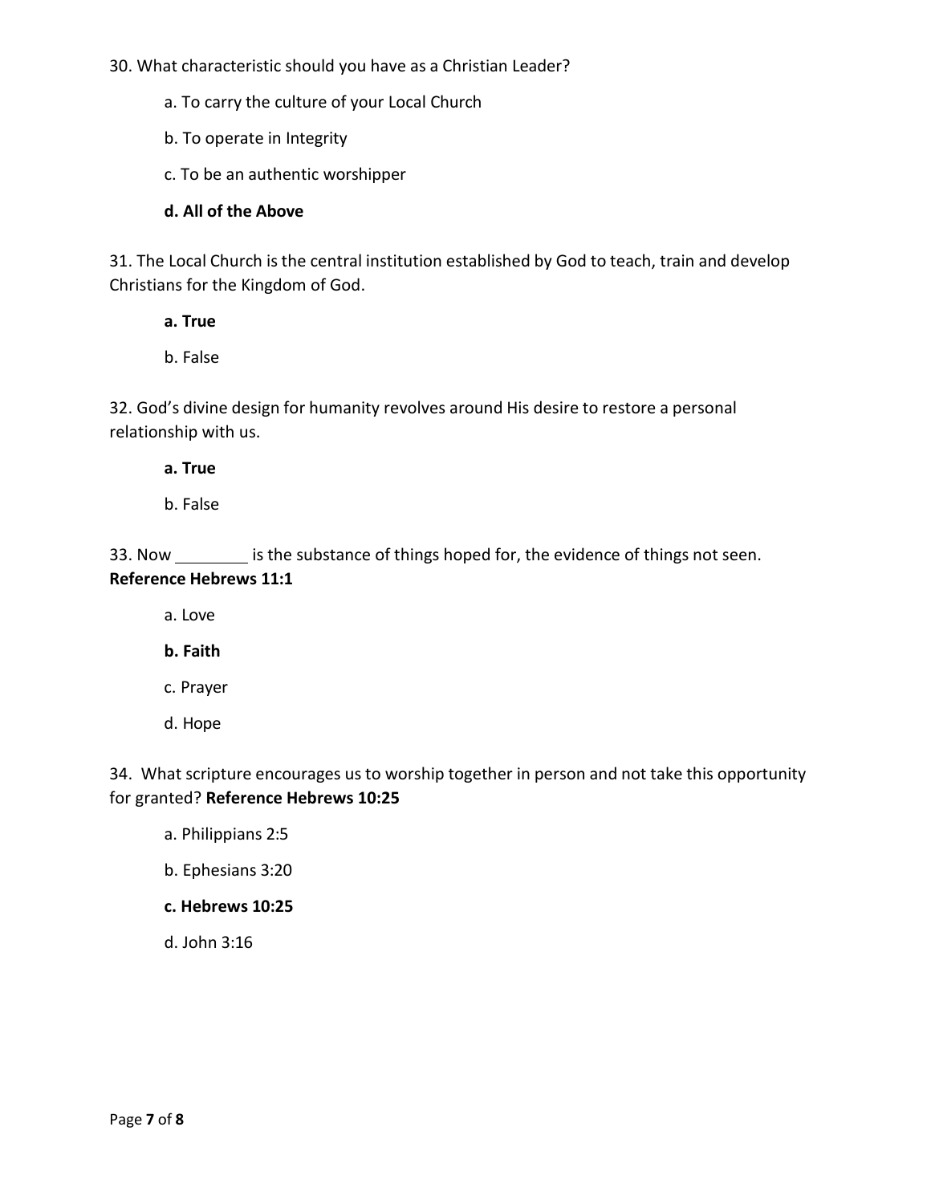30. What characteristic should you have as a Christian Leader?

a. To carry the culture of your Local Church

b. To operate in Integrity

c. To be an authentic worshipper

**d. All of the Above**

31. The Local Church is the central institution established by God to teach, train and develop Christians for the Kingdom of God.

**a. True**

b. False

32. God's divine design for humanity revolves around His desire to restore a personal relationship with us.

**a. True**

b. False

33. Now ________ is the substance of things hoped for, the evidence of things not seen. **Reference Hebrews 11:1**

a. Love

**b. Faith**

c. Prayer

d. Hope

34. What scripture encourages us to worship together in person and not take this opportunity for granted? **Reference Hebrews 10:25**

a. Philippians 2:5

b. Ephesians 3:20

**c. Hebrews 10:25**

d. John 3:16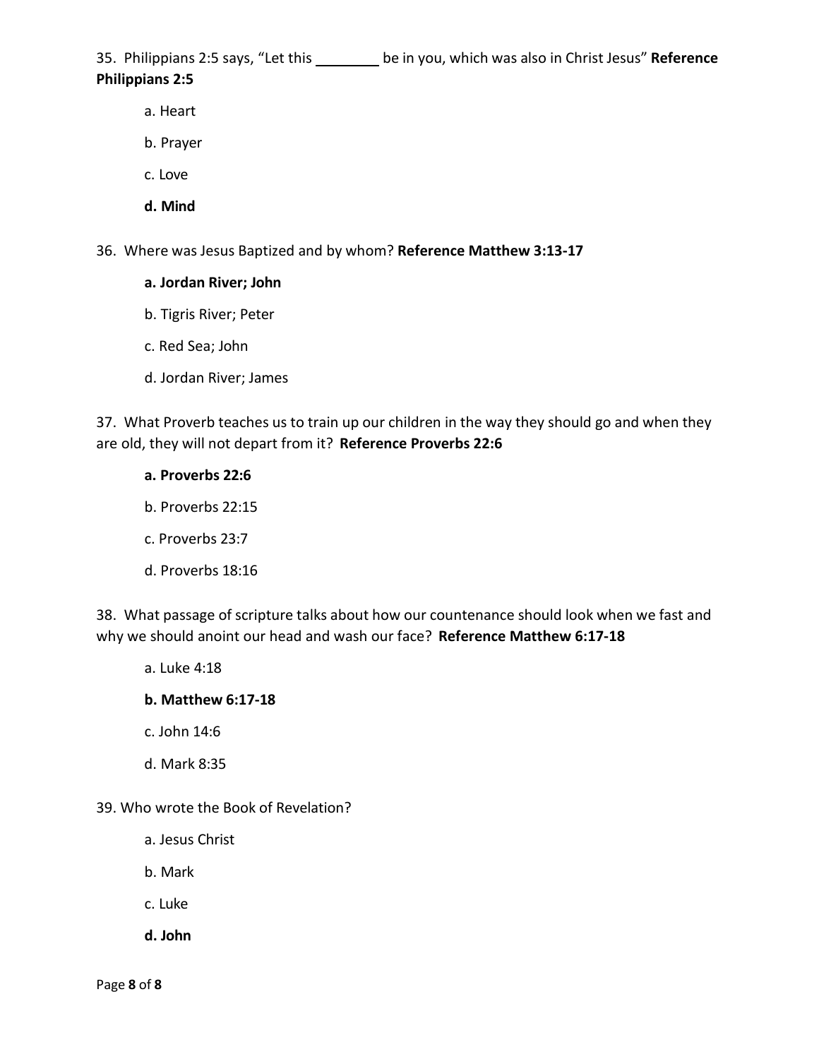35. Philippians 2:5 says, "Let this ________ be in you, which was also in Christ Jesus" **Reference Philippians 2:5**

a. Heart

b. Prayer

c. Love

**d. Mind**

36. Where was Jesus Baptized and by whom? **Reference Matthew 3:13-17**

**a. Jordan River; John**

b. Tigris River; Peter

c. Red Sea; John

d. Jordan River; James

37. What Proverb teaches us to train up our children in the way they should go and when they are old, they will not depart from it? **Reference Proverbs 22:6**

**a. Proverbs 22:6**

b. Proverbs 22:15

c. Proverbs 23:7

d. Proverbs 18:16

38. What passage of scripture talks about how our countenance should look when we fast and why we should anoint our head and wash our face? **Reference Matthew 6:17-18**

a. Luke 4:18

**b. Matthew 6:17-18**

c. John 14:6

d. Mark 8:35

39. Who wrote the Book of Revelation?

a. Jesus Christ

b. Mark

c. Luke

**d. John**